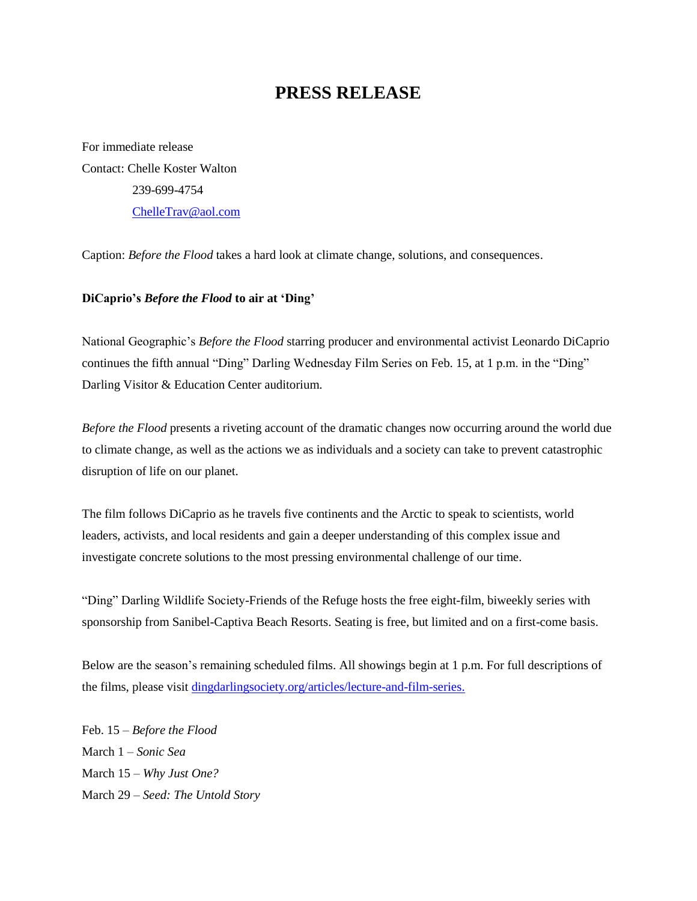# PRESS RELEASE

For immediate release
Contact: Chelle Koster Walton
239-699-4754
[ChelleTrav@aol.com](mailto:ChelleTrav@aol.com)

Caption: *Before the Flood* takes a hard look at climate change, solutions, and consequences.

**DiCaprio's *Before the Flood* to air at 'Ding'**

National Geographic's *Before the Flood* starring producer and environmental activist Leonardo DiCaprio continues the fifth annual "Ding" Darling Wednesday Film Series on Feb. 15, at 1 p.m. in the "Ding" Darling Visitor & Education Center auditorium.

*Before the Flood* presents a riveting account of the dramatic changes now occurring around the world due to climate change, as well as the actions we as individuals and a society can take to prevent catastrophic disruption of life on our planet.

The film follows DiCaprio as he travels five continents and the Arctic to speak to scientists, world leaders, activists, and local residents and gain a deeper understanding of this complex issue and investigate concrete solutions to the most pressing environmental challenge of our time.

"Ding" Darling Wildlife Society-Friends of the Refuge hosts the free eight-film, biweekly series with sponsorship from Sanibel-Captiva Beach Resorts. Seating is free, but limited and on a first-come basis.

Below are the season's remaining scheduled films. All showings begin at 1 p.m. For full descriptions of the films, please visit [dingdarlingsociety.org/articles/lecture-and-film-series.](dingdarlingsociety.org/articles/lecture-and-film-series)

Feb. 15 – *Before the Flood*
March 1 – *Sonic Sea*
March 15 – *Why Just One?*
March 29 – *Seed: The Untold Story*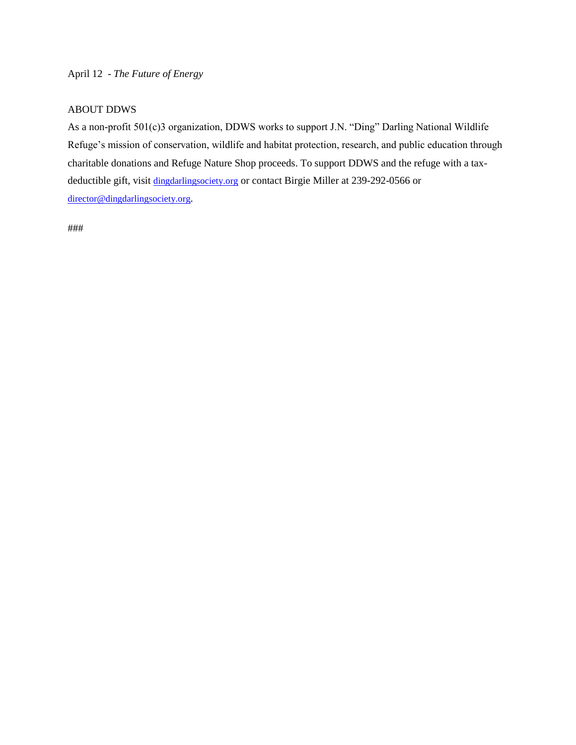April 12 - *The Future of Energy*

ABOUT DDWS

As a non-profit 501(c)3 organization, DDWS works to support J.N. "Ding" Darling National Wildlife Refuge's mission of conservation, wildlife and habitat protection, research, and public education through charitable donations and Refuge Nature Shop proceeds. To support DDWS and the refuge with a tax-deductible gift, visit dingdarlingsociety.org or contact Birgie Miller at 239-292-0566 or director@dingdarlingsociety.org.

###